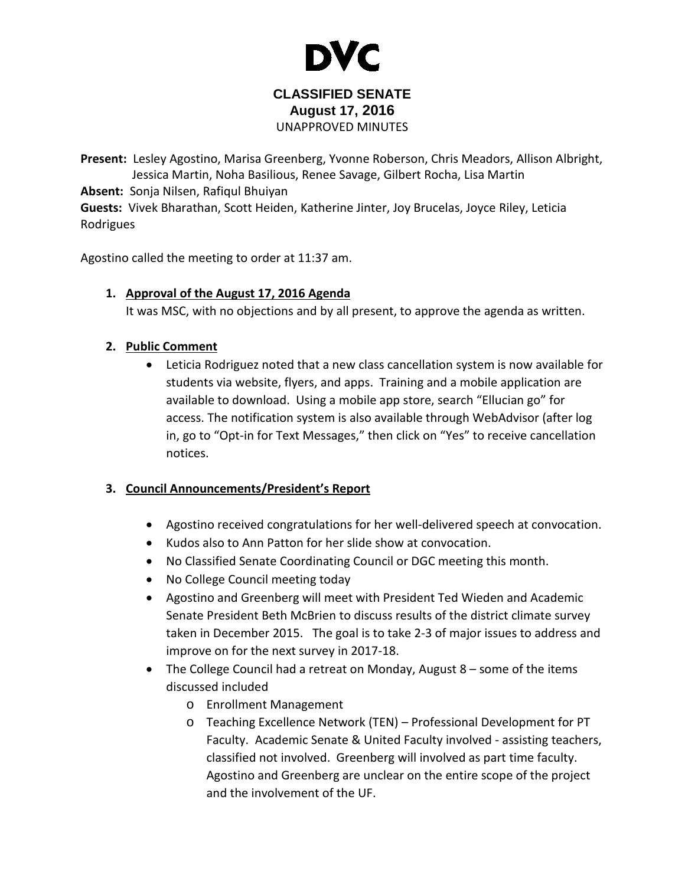# DVC

## CLASSIFIED SENATE
### August 17, 2016
UNAPPROVED MINUTES

**Present:** Lesley Agostino, Marisa Greenberg, Yvonne Roberson, Chris Meadors, Allison Albright, Jessica Martin, Noha Basilious, Renee Savage, Gilbert Rocha, Lisa Martin
**Absent:** Sonja Nilsen, Rafiqul Bhuiyan
**Guests:** Vivek Bharathan, Scott Heiden, Katherine Jinter, Joy Brucelas, Joyce Riley, Leticia Rodrigues

Agostino called the meeting to order at 11:37 am.

1. **Approval of the August 17, 2016 Agenda**
   It was MSC, with no objections and by all present, to approve the agenda as written.

2. **Public Comment**
   - Leticia Rodriguez noted that a new class cancellation system is now available for students via website, flyers, and apps. Training and a mobile application are available to download. Using a mobile app store, search "Ellucian go" for access. The notification system is also available through WebAdvisor (after log in, go to "Opt-in for Text Messages," then click on "Yes" to receive cancellation notices.

3. **Council Announcements/President's Report**
   - Agostino received congratulations for her well-delivered speech at convocation.
   - Kudos also to Ann Patton for her slide show at convocation.
   - No Classified Senate Coordinating Council or DGC meeting this month.
   - No College Council meeting today
   - Agostino and Greenberg will meet with President Ted Wieden and Academic Senate President Beth McBrien to discuss results of the district climate survey taken in December 2015. The goal is to take 2-3 of major issues to address and improve on for the next survey in 2017-18.
   - The College Council had a retreat on Monday, August 8 – some of the items discussed included
     - Enrollment Management
     - Teaching Excellence Network (TEN) – Professional Development for PT Faculty. Academic Senate & United Faculty involved - assisting teachers, classified not involved. Greenberg will involved as part time faculty. Agostino and Greenberg are unclear on the entire scope of the project and the involvement of the UF.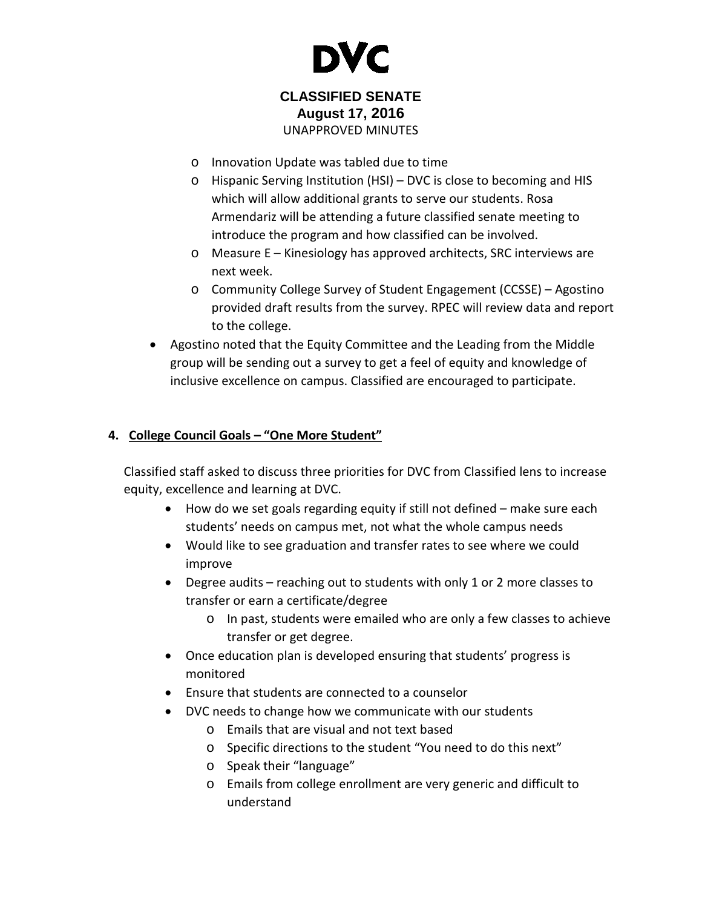- Innovation Update was tabled due to time
- Hispanic Serving Institution (HSI) – DVC is close to becoming and HIS which will allow additional grants to serve our students. Rosa Armendariz will be attending a future classified senate meeting to introduce the program and how classified can be involved.
- Measure E – Kinesiology has approved architects, SRC interviews are next week.
- Community College Survey of Student Engagement (CCSSE) – Agostino provided draft results from the survey. RPEC will review data and report to the college.

- Agostino noted that the Equity Committee and the Leading from the Middle group will be sending out a survey to get a feel of equity and knowledge of inclusive excellence on campus. Classified are encouraged to participate.

**4. College Council Goals – "One More Student"**

Classified staff asked to discuss three priorities for DVC from Classified lens to increase equity, excellence and learning at DVC.

- How do we set goals regarding equity if still not defined – make sure each students' needs on campus met, not what the whole campus needs
- Would like to see graduation and transfer rates to see where we could improve
- Degree audits – reaching out to students with only 1 or 2 more classes to transfer or earn a certificate/degree
  - In past, students were emailed who are only a few classes to achieve transfer or get degree.
- Once education plan is developed ensuring that students' progress is monitored
- Ensure that students are connected to a counselor
- DVC needs to change how we communicate with our students
  - Emails that are visual and not text based
  - Specific directions to the student "You need to do this next"
  - Speak their "language"
  - Emails from college enrollment are very generic and difficult to understand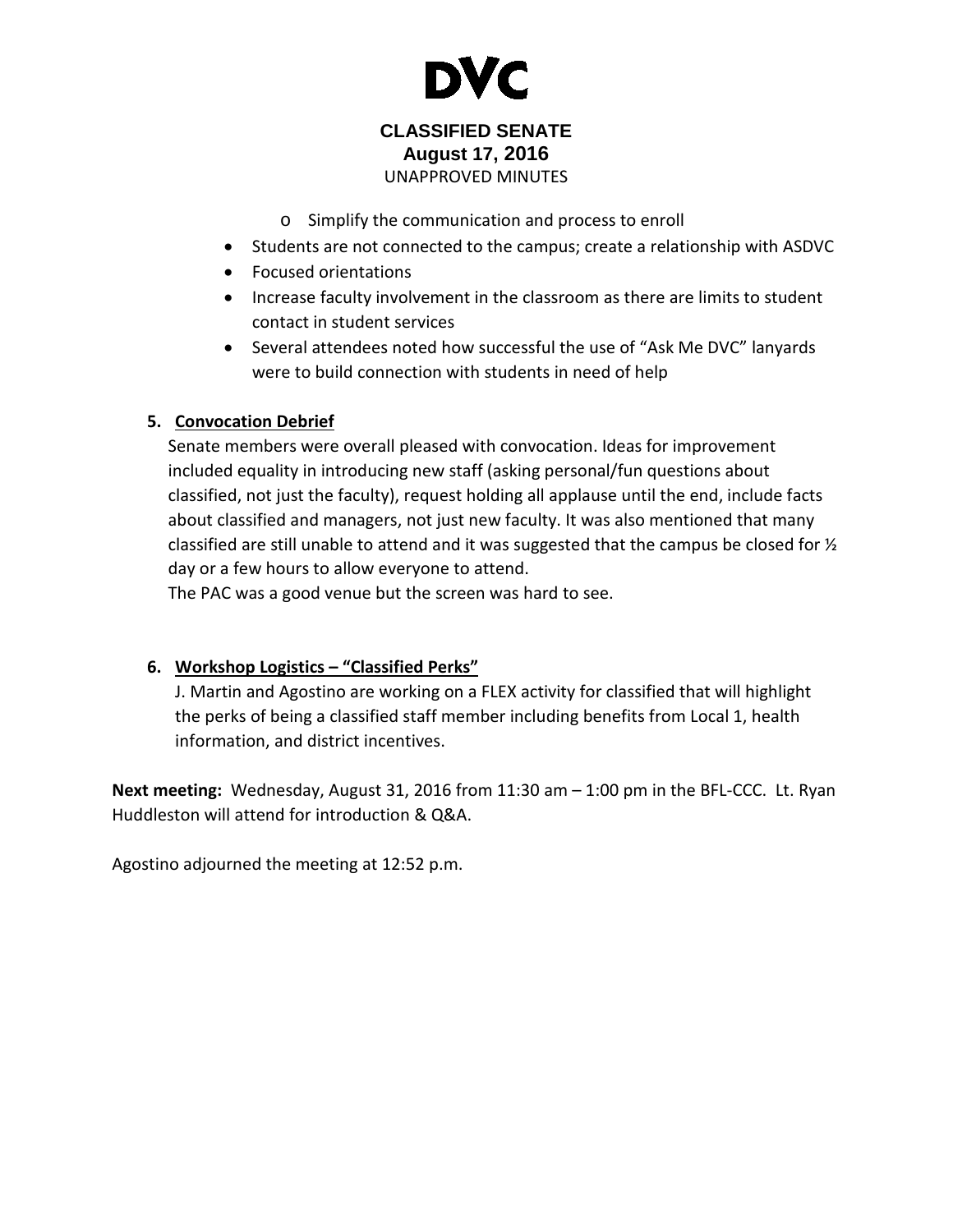- Simplify the communication and process to enroll
- Students are not connected to the campus; create a relationship with ASDVC
- Focused orientations
- Increase faculty involvement in the classroom as there are limits to student contact in student services
- Several attendees noted how successful the use of "Ask Me DVC" lanyards were to build connection with students in need of help

5. **Convocation Debrief**

   Senate members were overall pleased with convocation. Ideas for improvement included equality in introducing new staff (asking personal/fun questions about classified, not just the faculty), request holding all applause until the end, include facts about classified and managers, not just new faculty. It was also mentioned that many classified are still unable to attend and it was suggested that the campus be closed for ½ day or a few hours to allow everyone to attend.

   The PAC was a good venue but the screen was hard to see.

6. **Workshop Logistics – "Classified Perks"**

   J. Martin and Agostino are working on a FLEX activity for classified that will highlight the perks of being a classified staff member including benefits from Local 1, health information, and district incentives.

**Next meeting:** Wednesday, August 31, 2016 from 11:30 am – 1:00 pm in the BFL-CCC. Lt. Ryan Huddleston will attend for introduction & Q&A.

Agostino adjourned the meeting at 12:52 p.m.